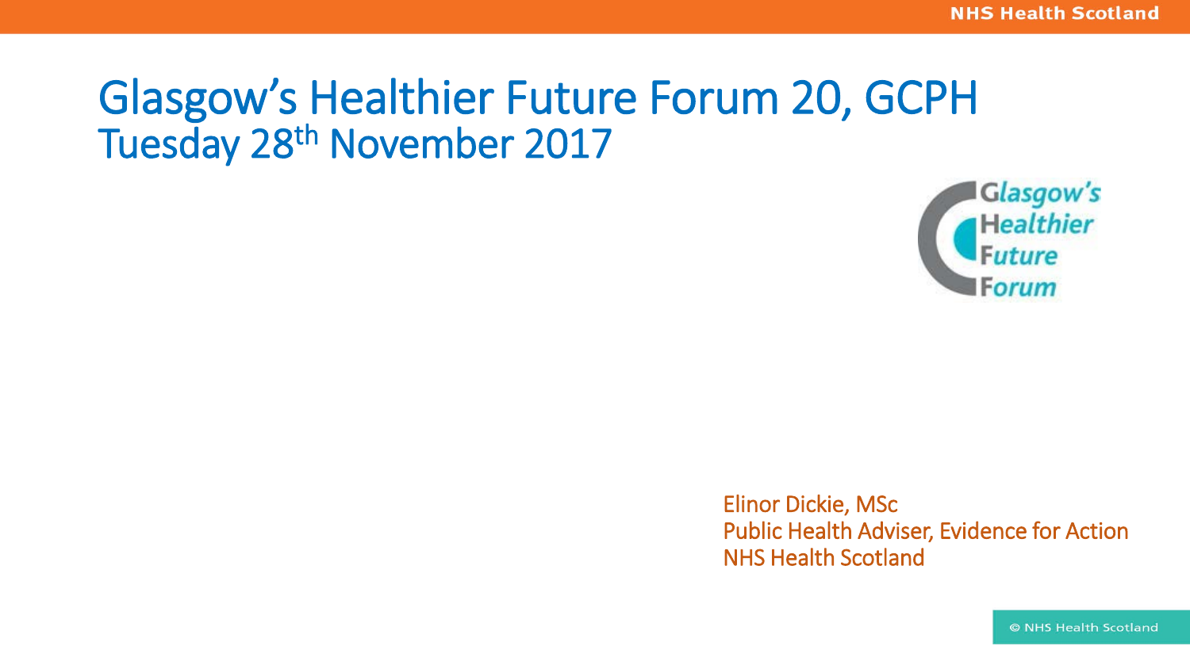# Glasgow's Healthier Future Forum 20, GCPH

## Tuesday 28th November 2017

Glasgow's Healthier Future Forum

Elinor Dickie, MSc
Public Health Adviser, Evidence for Action
NHS Health Scotland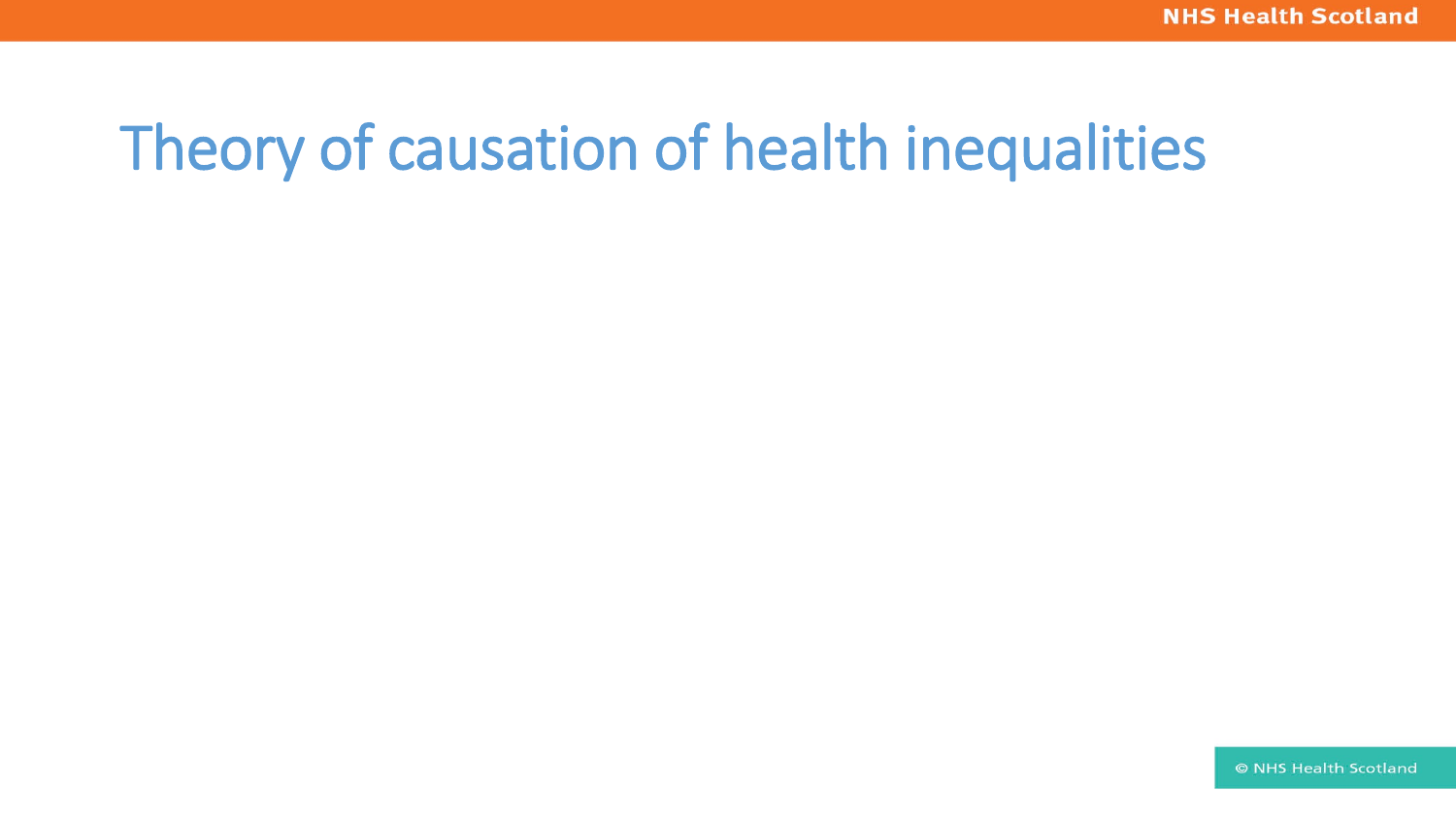# Theory of causation of health inequalities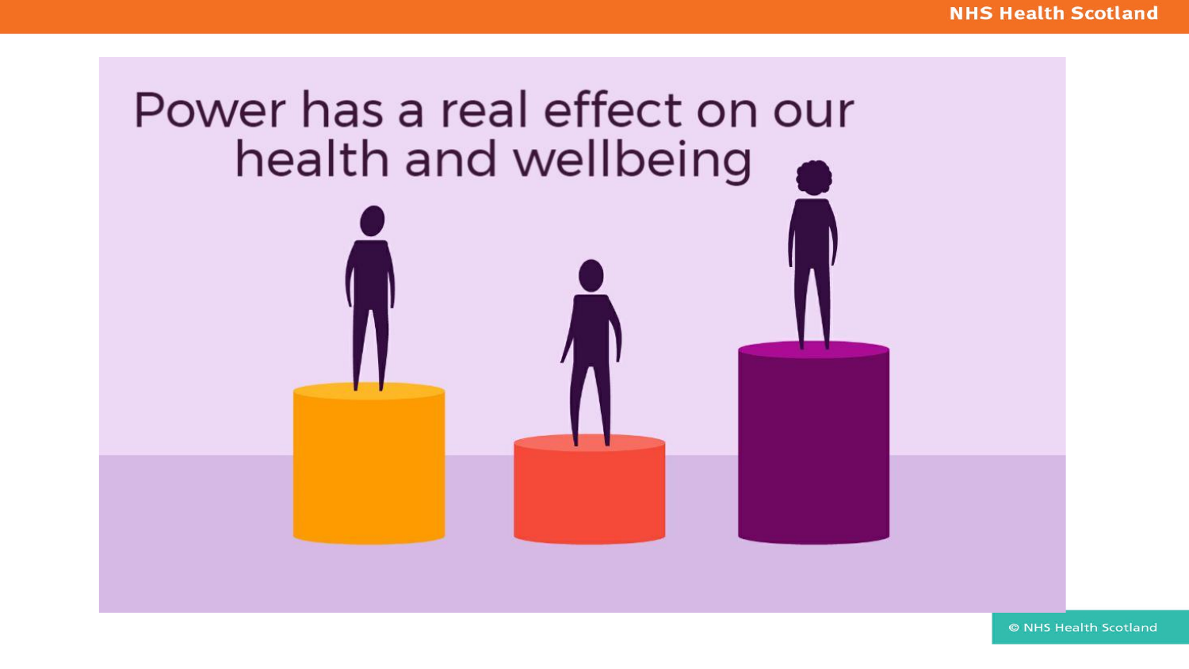Power has a real effect on our health and wellbeing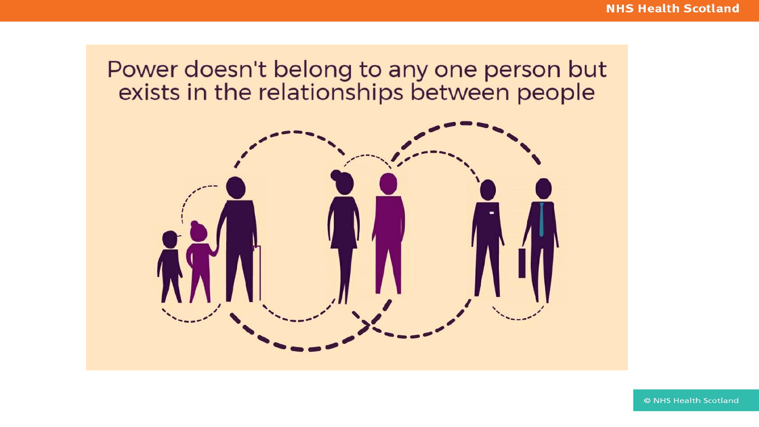Power doesn't belong to any one person but exists in the relationships between people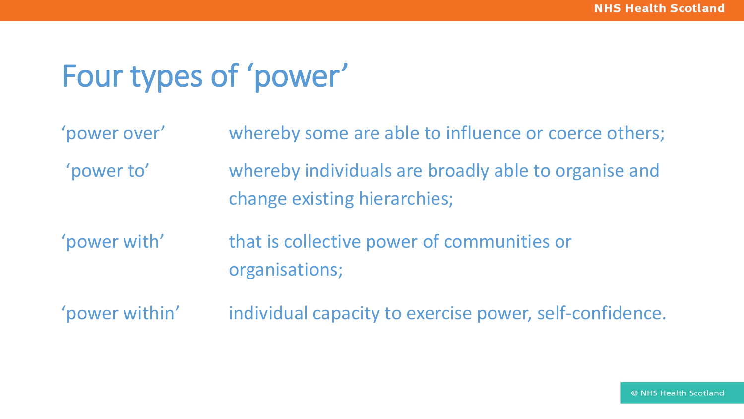# Four types of 'power'

| | |
|---|---|
| 'power over' | whereby some are able to influence or coerce others; |
| 'power to' | whereby individuals are broadly able to organise and change existing hierarchies; |
| 'power with' | that is collective power of communities or organisations; |
| 'power within' | individual capacity to exercise power, self-confidence. |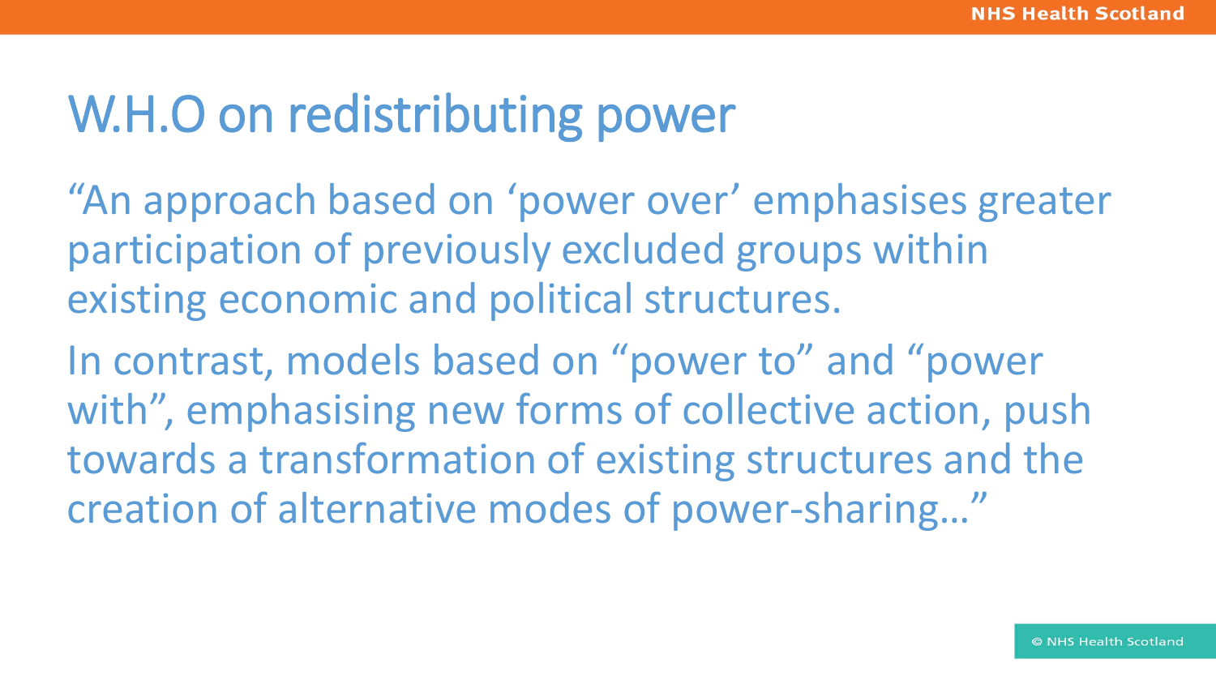# W.H.O on redistributing power

"An approach based on 'power over' emphasises greater participation of previously excluded groups within existing economic and political structures.

In contrast, models based on "power to" and "power with", emphasising new forms of collective action, push towards a transformation of existing structures and the creation of alternative modes of power-sharing…"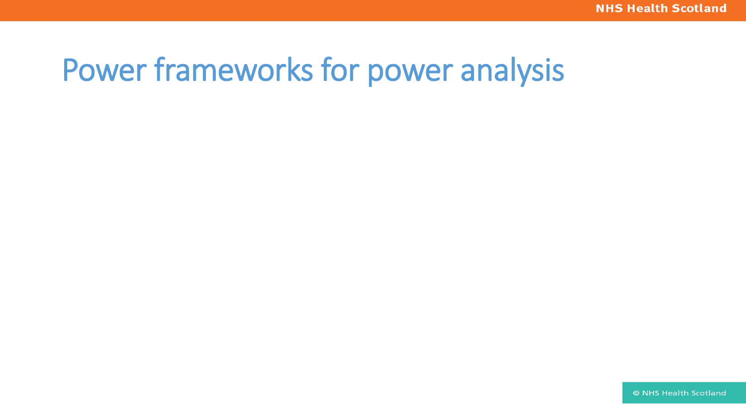# Power frameworks for power analysis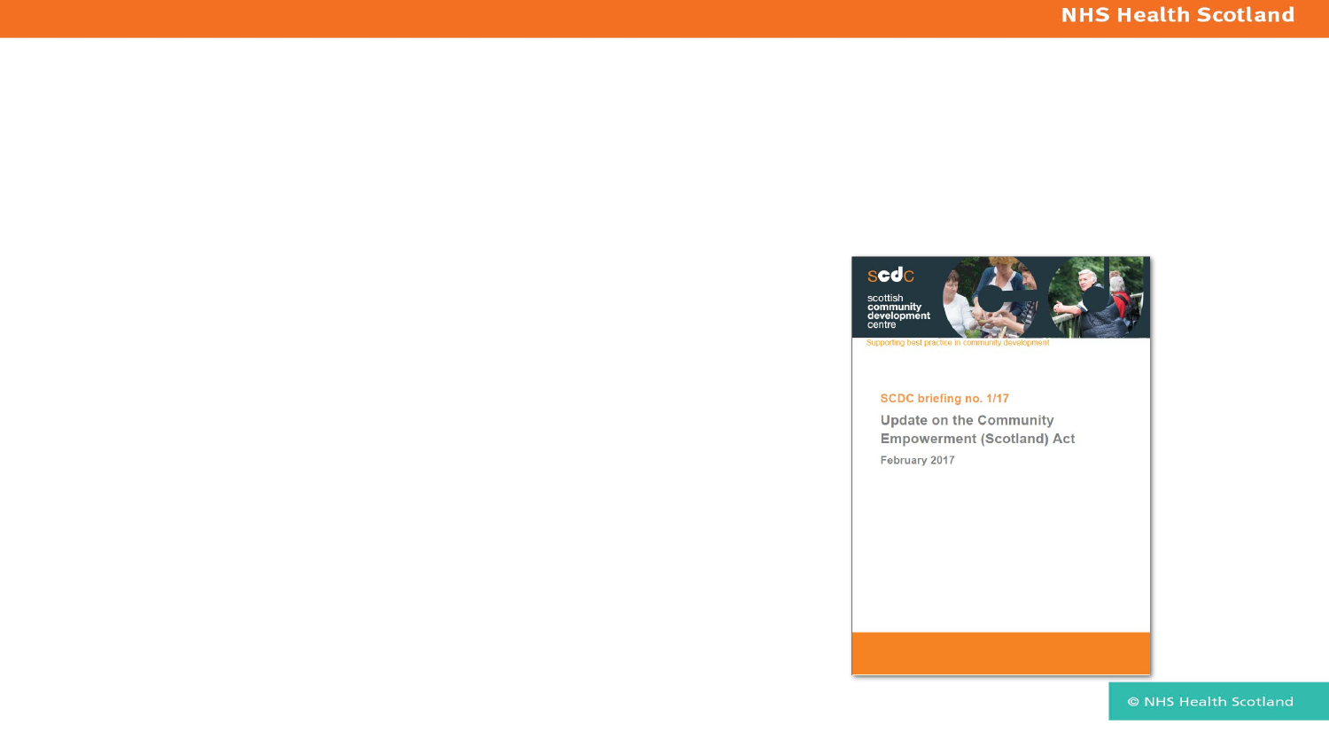scdc

scottish community development centre

Supporting best practice in community development

SCDC briefing no. 1/17

Update on the Community Empowerment (Scotland) Act

February 2017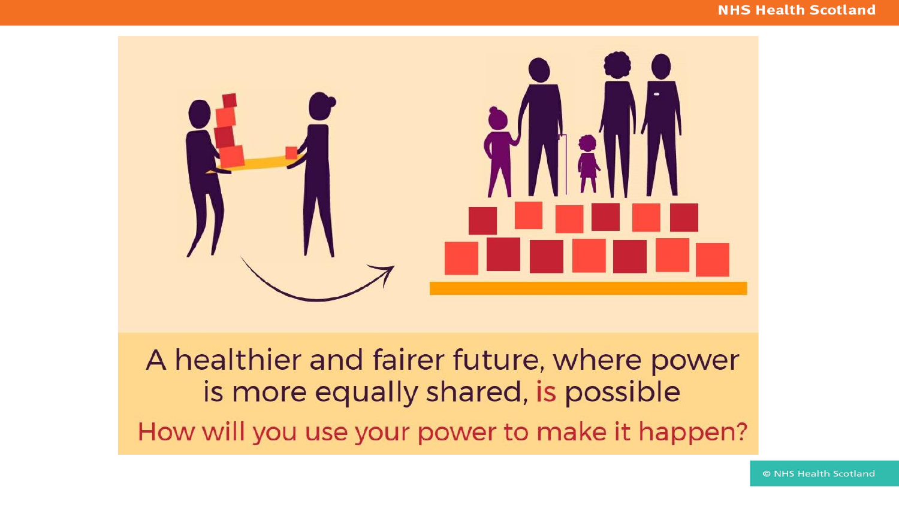A healthier and fairer future, where power is more equally shared, is possible

How will you use your power to make it happen?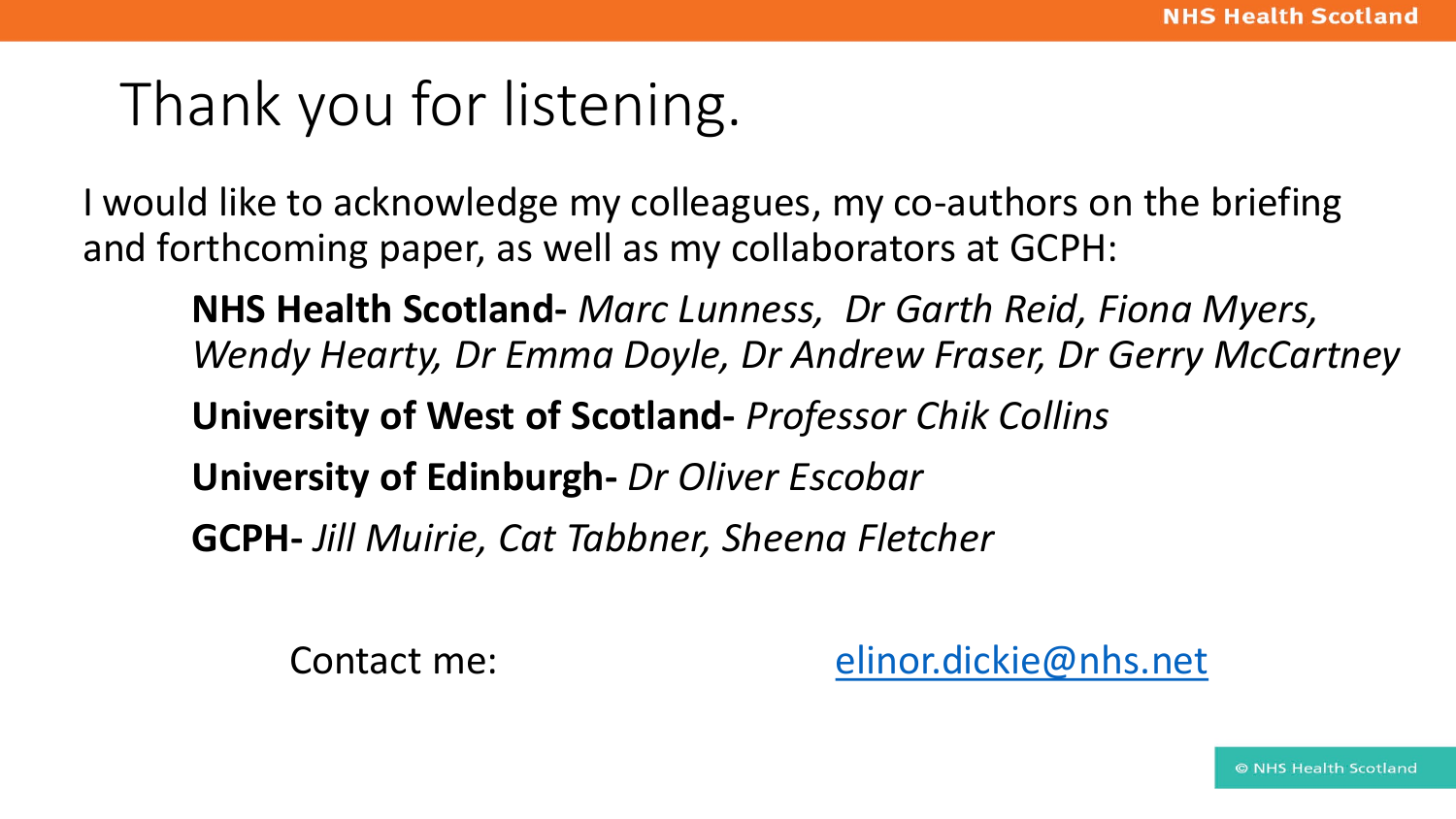# Thank you for listening.

I would like to acknowledge my colleagues, my co-authors on the briefing and forthcoming paper, as well as my collaborators at GCPH:

**NHS Health Scotland-** *Marc Lunness, Dr Garth Reid, Fiona Myers, Wendy Hearty, Dr Emma Doyle, Dr Andrew Fraser, Dr Gerry McCartney*

**University of West of Scotland-** *Professor Chik Collins*

**University of Edinburgh-** *Dr Oliver Escobar*

**GCPH-** *Jill Muirie, Cat Tabbner, Sheena Fletcher*

Contact me: elinor.dickie@nhs.net